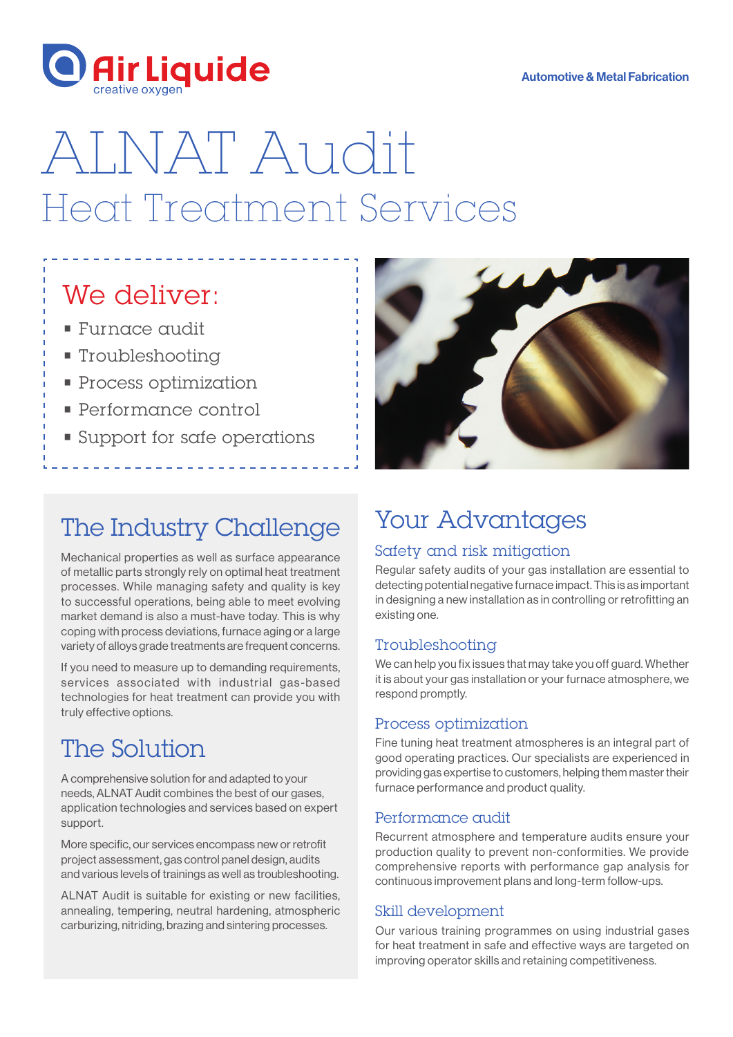Air Liquide
creative oxygen

Automotive & Metal Fabrication

# ALNAT Audit

## Heat Treatment Services

### We deliver:

- Furnace audit
- Troubleshooting
- Process optimization
- Performance control
- Support for safe operations

## The Industry Challenge

Mechanical properties as well as surface appearance of metallic parts strongly rely on optimal heat treatment processes. While managing safety and quality is key to successful operations, being able to meet evolving market demand is also a must-have today. This is why coping with process deviations, furnace aging or a large variety of alloys grade treatments are frequent concerns.

If you need to measure up to demanding requirements, services associated with industrial gas-based technologies for heat treatment can provide you with truly effective options.

## The Solution

A comprehensive solution for and adapted to your needs, ALNAT Audit combines the best of our gases, application technologies and services based on expert support.

More specific, our services encompass new or retrofit project assessment, gas control panel design, audits and various levels of trainings as well as troubleshooting.

ALNAT Audit is suitable for existing or new facilities, annealing, tempering, neutral hardening, atmospheric carburizing, nitriding, brazing and sintering processes.

## Your Advantages

### Safety and risk mitigation

Regular safety audits of your gas installation are essential to detecting potential negative furnace impact. This is as important in designing a new installation as in controlling or retrofitting an existing one.

### Troubleshooting

We can help you fix issues that may take you off guard. Whether it is about your gas installation or your furnace atmosphere, we respond promptly.

### Process optimization

Fine tuning heat treatment atmospheres is an integral part of good operating practices. Our specialists are experienced in providing gas expertise to customers, helping them master their furnace performance and product quality.

### Performance audit

Recurrent atmosphere and temperature audits ensure your production quality to prevent non-conformities. We provide comprehensive reports with performance gap analysis for continuous improvement plans and long-term follow-ups.

### Skill development

Our various training programmes on using industrial gases for heat treatment in safe and effective ways are targeted on improving operator skills and retaining competitiveness.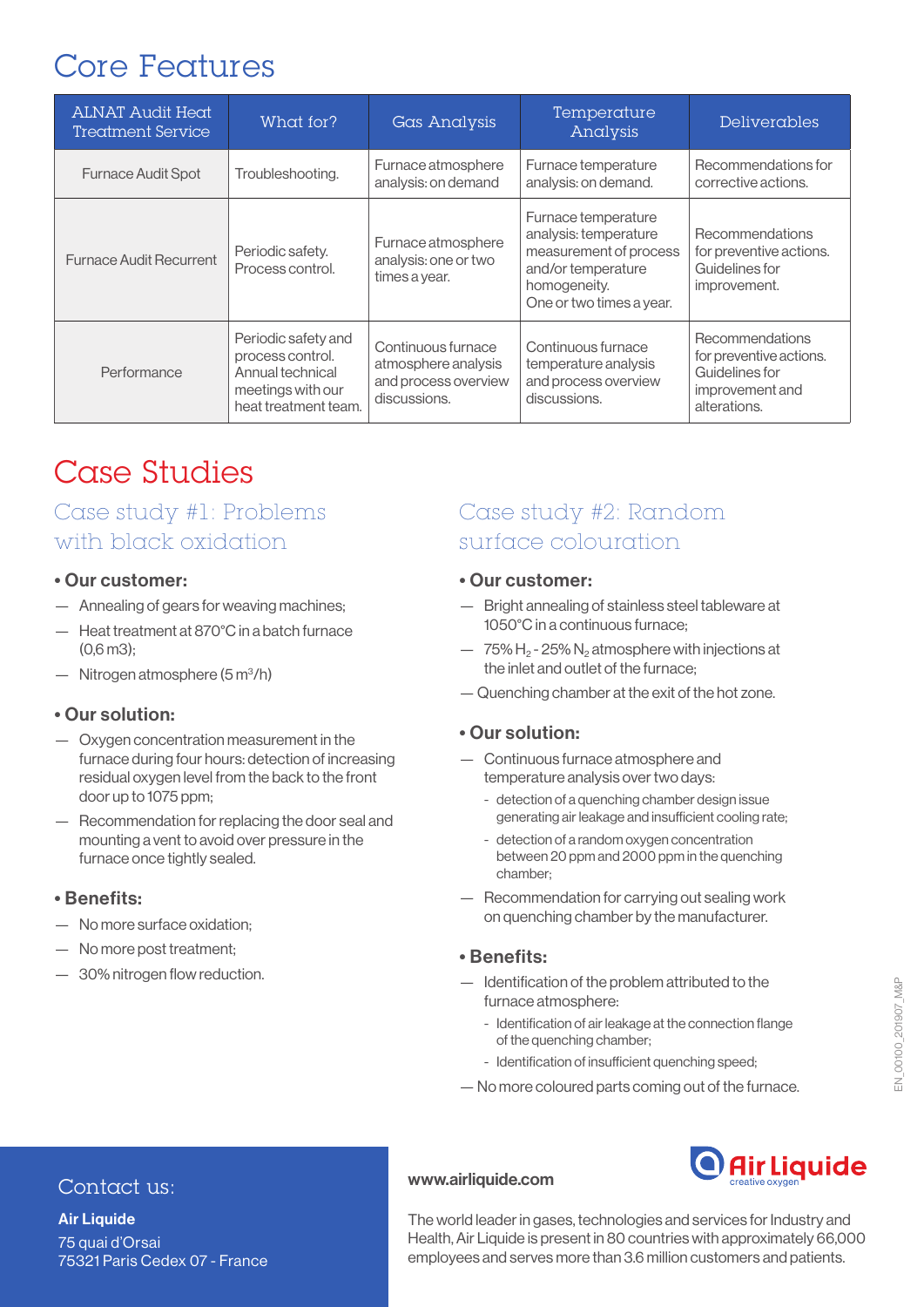# Core Features

| ALNAT Audit Heat Treatment Service | What for? | Gas Analysis | Temperature Analysis | Deliverables |
|---|---|---|---|---|
| Furnace Audit Spot | Troubleshooting. | Furnace atmosphere analysis: on demand | Furnace temperature analysis: on demand. | Recommendations for corrective actions. |
| Furnace Audit Recurrent | Periodic safety. Process control. | Furnace atmosphere analysis: one or two times a year. | Furnace temperature analysis: temperature measurement of process and/or temperature homogeneity. One or two times a year. | Recommendations for preventive actions. Guidelines for improvement. |
| Performance | Periodic safety and process control. Annual technical meetings with our heat treatment team. | Continuous furnace atmosphere analysis and process overview discussions. | Continuous furnace temperature analysis and process overview discussions. | Recommendations for preventive actions. Guidelines for improvement and alterations. |

# Case Studies

## Case study #1: Problems with black oxidation

### • Our customer:

- Annealing of gears for weaving machines;
- Heat treatment at 870°C in a batch furnace (0,6 m3);
- Nitrogen atmosphere (5 $m^3$/h)

### • Our solution:

- Oxygen concentration measurement in the furnace during four hours: detection of increasing residual oxygen level from the back to the front door up to 1075 ppm;
- Recommendation for replacing the door seal and mounting a vent to avoid over pressure in the furnace once tightly sealed.

### • Benefits:

- No more surface oxidation;
- No more post treatment;
- 30% nitrogen flow reduction.

## Case study #2: Random surface colouration

### • Our customer:

- Bright annealing of stainless steel tableware at 1050°C in a continuous furnace;
- 75% $H_2$ - 25% $N_2$ atmosphere with injections at the inlet and outlet of the furnace;
- Quenching chamber at the exit of the hot zone.

### • Our solution:

- Continuous furnace atmosphere and temperature analysis over two days:
  - detection of a quenching chamber design issue generating air leakage and insufficient cooling rate;
  - detection of a random oxygen concentration between 20 ppm and 2000 ppm in the quenching chamber;
- Recommendation for carrying out sealing work on quenching chamber by the manufacturer.

### • Benefits:

- Identification of the problem attributed to the furnace atmosphere:
  - Identification of air leakage at the connection flange of the quenching chamber;
  - Identification of insufficient quenching speed;
- No more coloured parts coming out of the furnace.

EN_00100_201907_M&P

## Contact us:

**Air Liquide**
75 quai d'Orsai
75321 Paris Cedex 07 - France

**www.airliquide.com**

Air Liquide
creative oxygen

The world leader in gases, technologies and services for Industry and Health, Air Liquide is present in 80 countries with approximately 66,000 employees and serves more than 3.6 million customers and patients.